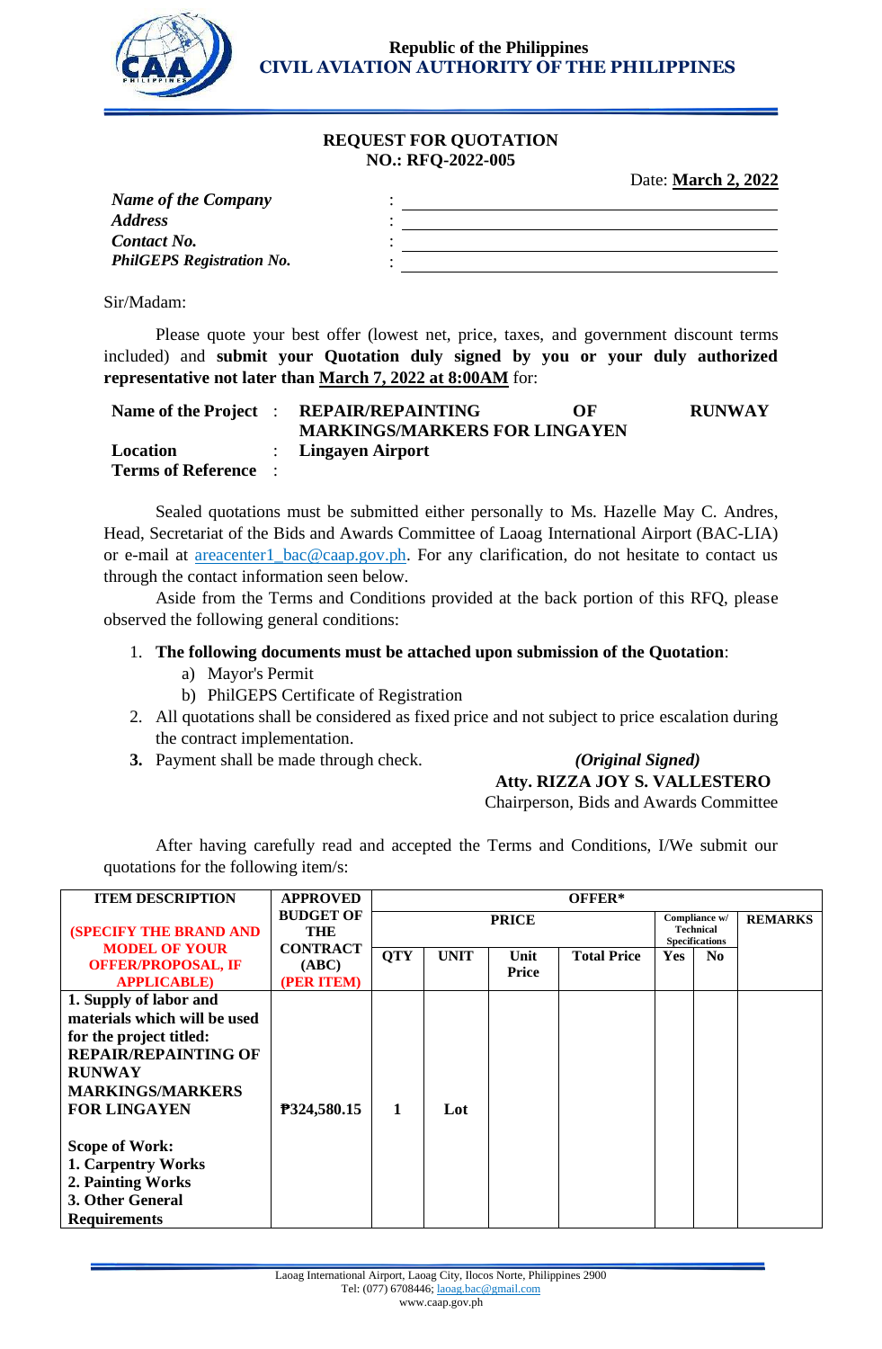Republic of the Philippines
**CIVIL AVIATION AUTHORITY OF THE PHILIPPINES**

## REQUEST FOR QUOTATION
**NO.: RFQ-2022-005**

Date: **March 2, 2022**

| | | |
|---|---|---|
| ***Name of the Company*** | : | ______________________ |
| ***Address*** | : | ______________________ |
| ***Contact No.*** | : | ______________________ |
| ***PhilGEPS Registration No.*** | : | ______________________ |

Sir/Madam:

Please quote your best offer (lowest net, price, taxes, and government discount terms included) and **submit your Quotation duly signed by you or your duly authorized representative not later than March 7, 2022 at 8:00AM** for:

| | | |
|---|---|---|
| **Name of the Project** | : | **REPAIR/REPAINTING OF RUNWAY MARKINGS/MARKERS FOR LINGAYEN** |
| **Location** | : | **Lingayen Airport** |
| **Terms of Reference** | : | |

Sealed quotations must be submitted either personally to Ms. Hazelle May C. Andres, Head, Secretariat of the Bids and Awards Committee of Laoag International Airport (BAC-LIA) or e-mail at areacenter1_bac@caap.gov.ph. For any clarification, do not hesitate to contact us through the contact information seen below.

Aside from the Terms and Conditions provided at the back portion of this RFQ, please observed the following general conditions:

1. **The following documents must be attached upon submission of the Quotation**:
   a) Mayor's Permit
   b) PhilGEPS Certificate of Registration
2. All quotations shall be considered as fixed price and not subject to price escalation during the contract implementation.
3. Payment shall be made through check.

*(Original Signed)*
**Atty. RIZZA JOY S. VALLESTERO**
Chairperson, Bids and Awards Committee

After having carefully read and accepted the Terms and Conditions, I/We submit our quotations for the following item/s:

| ITEM DESCRIPTION (SPECIFY THE BRAND AND MODEL OF YOUR OFFER/PROPOSAL, IF APPLICABLE) | APPROVED BUDGET OF THE CONTRACT (ABC) (PER ITEM) | OFFER* | | | | | | |
|---|---|---|---|---|---|---|---|---|
| | | PRICE | | | | Compliance w/ Technical Specifications | | REMARKS |
| | | QTY | UNIT | Unit Price | Total Price | Yes | No | |
| **1. Supply of labor and materials which will be used for the project titled: REPAIR/REPAINTING OF RUNWAY MARKINGS/MARKERS FOR LINGAYEN**<br><br>**Scope of Work:**<br>**1. Carpentry Works**<br>**2. Painting Works**<br>**3. Other General Requirements** | **₱324,580.15** | **1** | **Lot** | | | | | |

Laoag International Airport, Laoag City, Ilocos Norte, Philippines 2900
Tel: (077) 6708446; laoag.bac@gmail.com
www.caap.gov.ph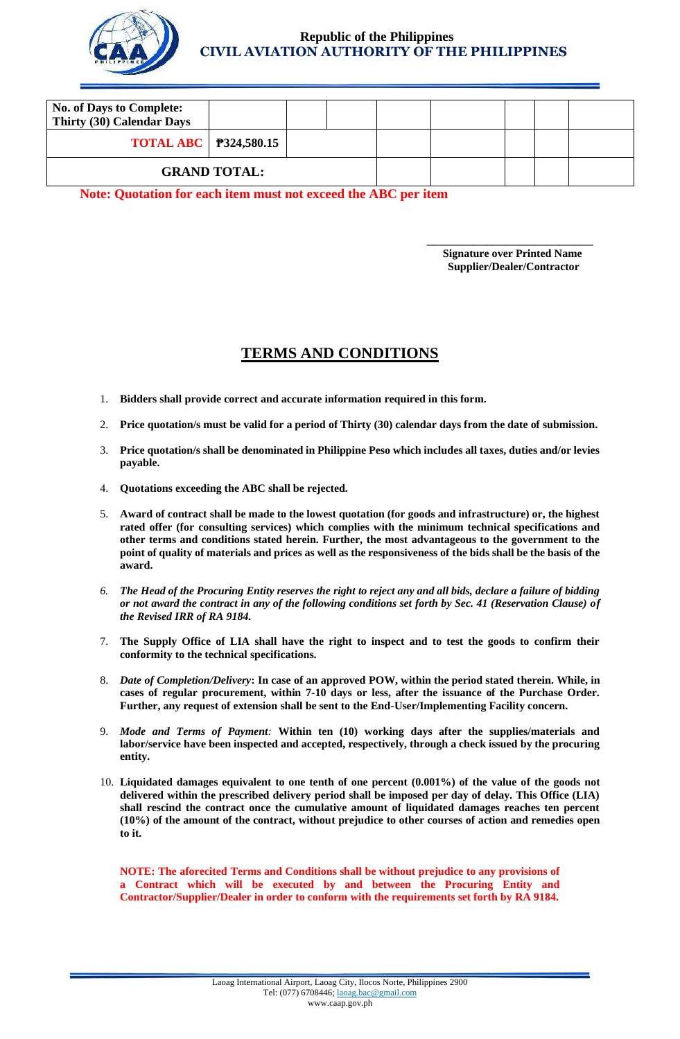**Republic of the Philippines**
**CIVIL AVIATION AUTHORITY OF THE PHILIPPINES**

| No. of Days to Complete: Thirty (30) Calendar Days | | | | | | | | |
|---|---|---|---|---|---|---|---|---|
| **TOTAL ABC** | **₱324,580.15** | | | | | | | |
| **GRAND TOTAL:** | | | | | | | | |

**Note: Quotation for each item must not exceed the ABC per item**

\_\_\_\_\_\_\_\_\_\_\_\_\_\_\_\_\_\_\_\_\_\_\_\_\_\_\_\_\_\_
**Signature over Printed Name**
**Supplier/Dealer/Contractor**

## TERMS AND CONDITIONS

1. **Bidders shall provide correct and accurate information required in this form.**
2. **Price quotation/s must be valid for a period of Thirty (30) calendar days from the date of submission.**
3. **Price quotation/s shall be denominated in Philippine Peso which includes all taxes, duties and/or levies payable.**
4. **Quotations exceeding the ABC shall be rejected.**
5. **Award of contract shall be made to the lowest quotation (for goods and infrastructure) or, the highest rated offer (for consulting services) which complies with the minimum technical specifications and other terms and conditions stated herein. Further, the most advantageous to the government to the point of quality of materials and prices as well as the responsiveness of the bids shall be the basis of the award.**
6. ***The Head of the Procuring Entity reserves the right to reject any and all bids, declare a failure of bidding or not award the contract in any of the following conditions set forth by Sec. 41 (Reservation Clause) of the Revised IRR of RA 9184.***
7. **The Supply Office of LIA shall have the right to inspect and to test the goods to confirm their conformity to the technical specifications.**
8. ***Date of Completion/Delivery*: In case of an approved POW, within the period stated therein. While, in cases of regular procurement, within 7-10 days or less, after the issuance of the Purchase Order. Further, any request of extension shall be sent to the End-User/Implementing Facility concern.**
9. ***Mode and Terms of Payment*: Within ten (10) working days after the supplies/materials and labor/service have been inspected and accepted, respectively, through a check issued by the procuring entity.**
10. **Liquidated damages equivalent to one tenth of one percent (0.001%) of the value of the goods not delivered within the prescribed delivery period shall be imposed per day of delay. This Office (LIA) shall rescind the contract once the cumulative amount of liquidated damages reaches ten percent (10%) of the amount of the contract, without prejudice to other courses of action and remedies open to it.**

**NOTE: The aforecited Terms and Conditions shall be without prejudice to any provisions of a Contract which will be executed by and between the Procuring Entity and Contractor/Supplier/Dealer in order to conform with the requirements set forth by RA 9184.**

Laoag International Airport, Laoag City, Ilocos Norte, Philippines 2900
Tel: (077) 6708446; laoag.bac@gmail.com
www.caap.gov.ph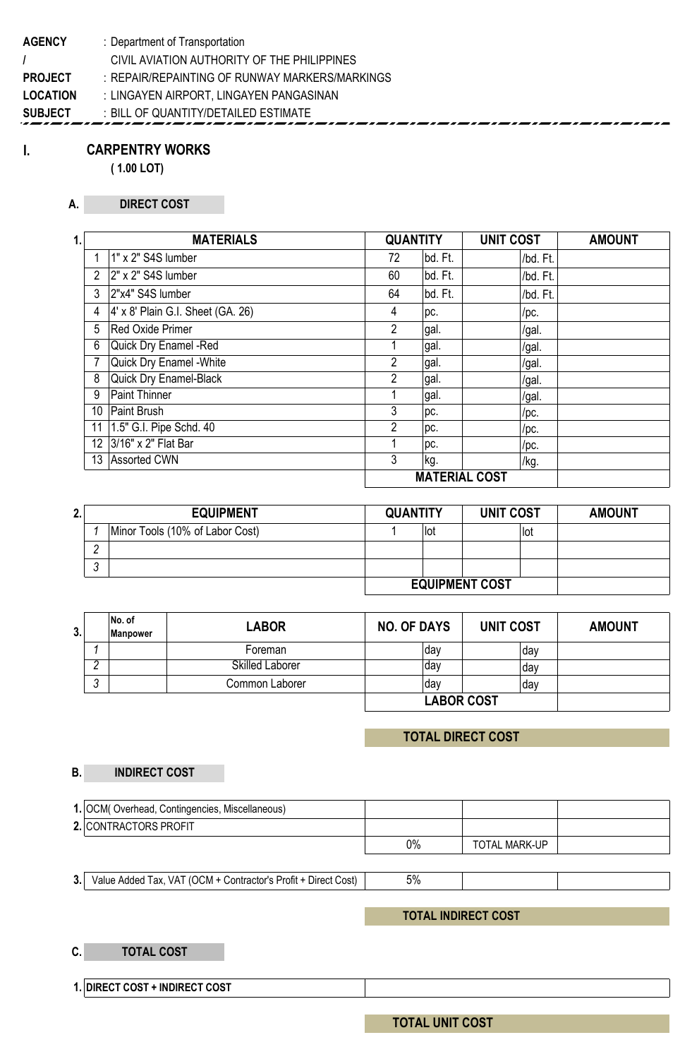**AGENCY / :** Department of Transportation
CIVIL AVIATION AUTHORITY OF THE PHILIPPINES

**PROJECT :** REPAIR/REPAINTING OF RUNWAY MARKERS/MARKINGS

**LOCATION :** LINGAYEN AIRPORT, LINGAYEN PANGASINAN

**SUBJECT :** BILL OF QUANTITY/DETAILED ESTIMATE

## I. CARPENTRY WORKS

**( 1.00 LOT)**

### A. DIRECT COST

| 1. | MATERIALS | QUANTITY | | UNIT COST | | AMOUNT |
|---|---|---|---|---|---|---|
| 1 | 1" x 2" S4S lumber | 72 | bd. Ft. | | /bd. Ft. | |
| 2 | 2" x 2" S4S lumber | 60 | bd. Ft. | | /bd. Ft. | |
| 3 | 2"x4" S4S lumber | 64 | bd. Ft. | | /bd. Ft. | |
| 4 | 4' x 8' Plain G.I. Sheet (GA. 26) | 4 | pc. | | /pc. | |
| 5 | Red Oxide Primer | 2 | gal. | | /gal. | |
| 6 | Quick Dry Enamel -Red | 1 | gal. | | /gal. | |
| 7 | Quick Dry Enamel -White | 2 | gal. | | /gal. | |
| 8 | Quick Dry Enamel-Black | 2 | gal. | | /gal. | |
| 9 | Paint Thinner | 1 | gal. | | /gal. | |
| 10 | Paint Brush | 3 | pc. | | /pc. | |
| 11 | 1.5" G.I. Pipe Schd. 40 | 2 | pc. | | /pc. | |
| 12 | 3/16" x 2" Flat Bar | 1 | pc. | | /pc. | |
| 13 | Assorted CWN | 3 | kg. | | /kg. | |
| | | **MATERIAL COST** | | | | |

| 2. | EQUIPMENT | QUANTITY | | UNIT COST | | AMOUNT |
|---|---|---|---|---|---|---|
| *1* | Minor Tools (10% of Labor Cost) | 1 | lot | | lot | |
| *2* | | | | | | |
| *3* | | | | | | |
| | | **EQUIPMENT COST** | | | | |

| 3. | No. of Manpower | LABOR | NO. OF DAYS | | UNIT COST | | AMOUNT |
|---|---|---|---|---|---|---|---|
| *1* | | Foreman | | day | | day | |
| *2* | | Skilled Laborer | | day | | day | |
| *3* | | Common Laborer | | day | | day | |
| | | | **LABOR COST** | | | | |

**TOTAL DIRECT COST**

### B. INDIRECT COST

| | | | |
|---|---|---|---|
| **1.** OCM( Overhead, Contingencies, Miscellaneous) | | | |
| **2.** CONTRACTORS PROFIT | | | |
| | 0% | TOTAL MARK-UP | |

| | | | |
|---|---|---|---|
| **3.** Value Added Tax, VAT (OCM + Contractor's Profit + Direct Cost) | 5% | | |

**TOTAL INDIRECT COST**

### C. TOTAL COST

| | |
|---|---|
| **1. DIRECT COST + INDIRECT COST** | |

**TOTAL UNIT COST**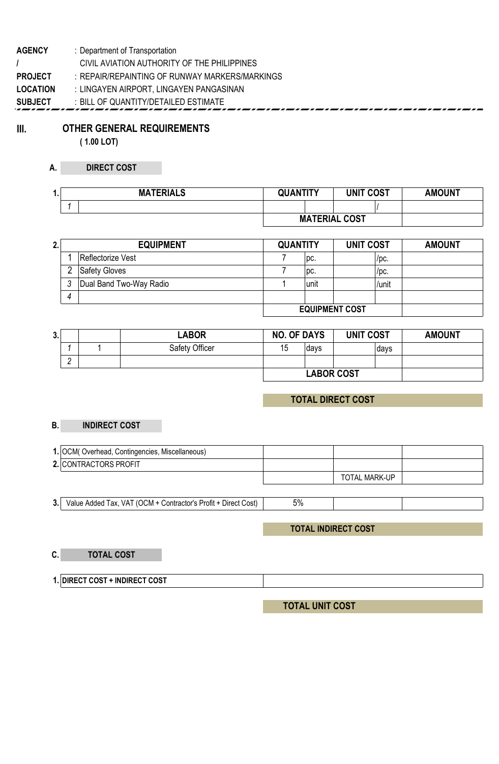**AGENCY** : Department of Transportation
**/** CIVIL AVIATION AUTHORITY OF THE PHILIPPINES
**PROJECT** : REPAIR/REPAINTING OF RUNWAY MARKERS/MARKINGS
**LOCATION** : LINGAYEN AIRPORT, LINGAYEN PANGASINAN
**SUBJECT** : BILL OF QUANTITY/DETAILED ESTIMATE

## III. OTHER GENERAL REQUIREMENTS

**( 1.00 LOT)**

### A. DIRECT COST

| 1. | MATERIALS | QUANTITY | | UNIT COST | | AMOUNT |
|---|---|---|---|---|---|---|
| *1* | | | | | / | |
| | | MATERIAL COST | | | | |

| 2. | EQUIPMENT | QUANTITY | | UNIT COST | | AMOUNT |
|---|---|---|---|---|---|---|
| 1 | Reflectorize Vest | 7 | pc. | | /pc. | |
| 2 | Safety Gloves | 7 | pc. | | /pc. | |
| *3* | Dual Band Two-Way Radio | 1 | unit | | /unit | |
| *4* | | | | | | |
| | | EQUIPMENT COST | | | | |

| 3. | | LABOR | NO. OF DAYS | | UNIT COST | | AMOUNT |
|---|---|---|---|---|---|---|---|
| *1* | 1 | Safety Officer | 15 | days | | days | |
| *2* | | | | | | | |
| | | | LABOR COST | | | | |

**TOTAL DIRECT COST**

### B. INDIRECT COST

| | | | | |
|---|---|---|---|---|
| 1. | OCM( Overhead, Contingencies, Miscellaneous) | | | |
| 2. | CONTRACTORS PROFIT | | | |
| | | | TOTAL MARK-UP | |

| | | | | |
|---|---|---|---|---|
| 3. | Value Added Tax, VAT (OCM + Contractor's Profit + Direct Cost) | 5% | | |

**TOTAL INDIRECT COST**

### C. TOTAL COST

| | | |
|---|---|---|
| 1. | DIRECT COST + INDIRECT COST | |

**TOTAL UNIT COST**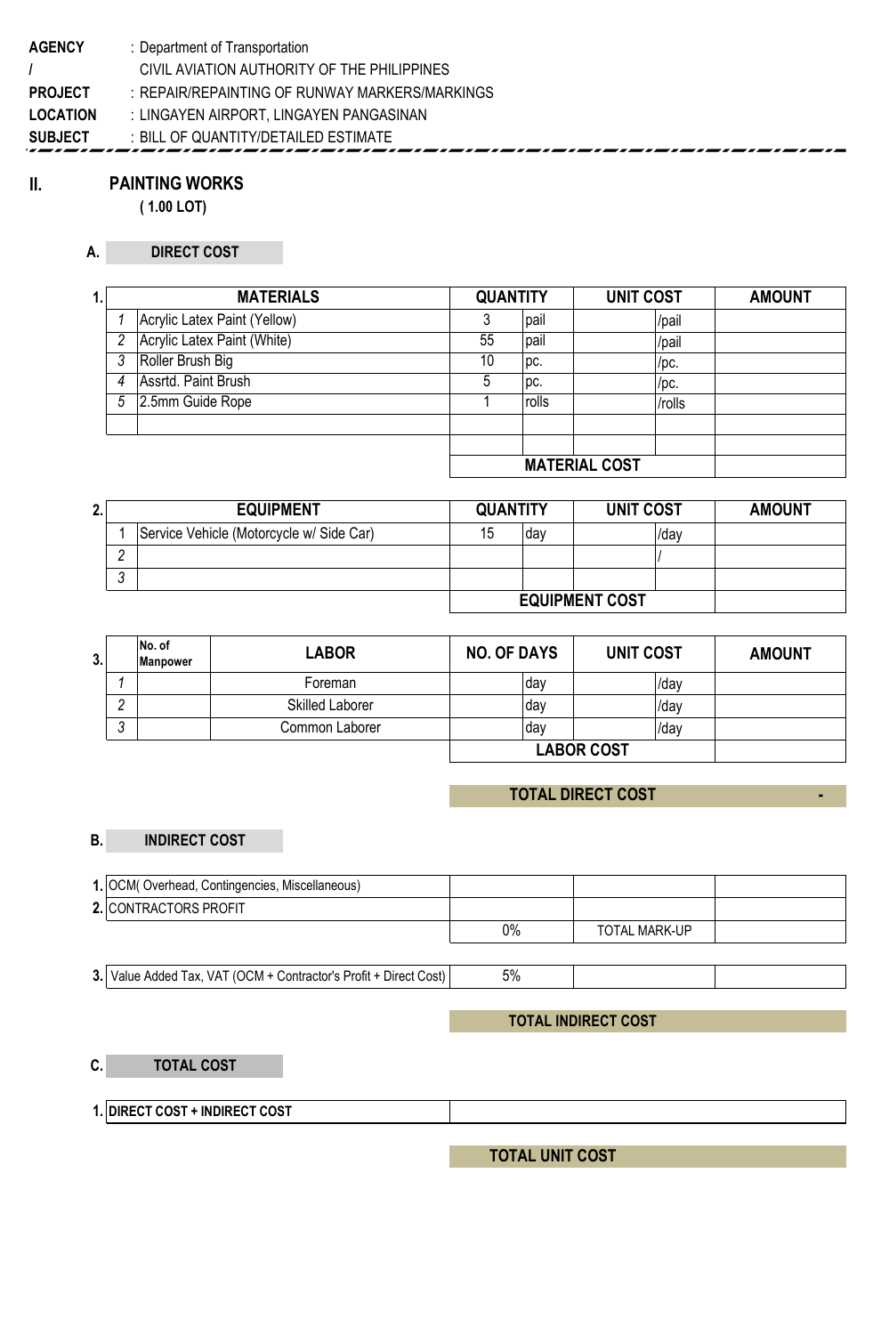**AGENCY** : Department of Transportation
**/** CIVIL AVIATION AUTHORITY OF THE PHILIPPINES
**PROJECT** : REPAIR/REPAINTING OF RUNWAY MARKERS/MARKINGS
**LOCATION** : LINGAYEN AIRPORT, LINGAYEN PANGASINAN
**SUBJECT** : BILL OF QUANTITY/DETAILED ESTIMATE

## II. PAINTING WORKS

**( 1.00 LOT)**

### A. DIRECT COST

**1.**

| | MATERIALS | QUANTITY | | UNIT COST | | AMOUNT |
|---|---|---|---|---|---|---|
| 1 | Acrylic Latex Paint (Yellow) | 3 | pail | | /pail | |
| 2 | Acrylic Latex Paint (White) | 55 | pail | | /pail | |
| 3 | Roller Brush Big | 10 | pc. | | /pc. | |
| 4 | Assrtd. Paint Brush | 5 | pc. | | /pc. | |
| 5 | 2.5mm Guide Rope | 1 | rolls | | /rolls | |
| | | | | | | |
| | | | | | | |
| | | **MATERIAL COST** | | | | |

**2.**

| | EQUIPMENT | QUANTITY | | UNIT COST | | AMOUNT |
|---|---|---|---|---|---|---|
| 1 | Service Vehicle (Motorcycle w/ Side Car) | 15 | day | | /day | |
| 2 | | | | | / | |
| 3 | | | | | | |
| | | **EQUIPMENT COST** | | | | |

**3.**

| | No. of Manpower | LABOR | NO. OF DAYS | | UNIT COST | | AMOUNT |
|---|---|---|---|---|---|---|---|
| 1 | | Foreman | | day | | /day | |
| 2 | | Skilled Laborer | | day | | /day | |
| 3 | | Common Laborer | | day | | /day | |
| | | | **LABOR COST** | | | | |

**TOTAL DIRECT COST** -

### B. INDIRECT COST

| | | | | |
|---|---|---|---|---|
| 1. | OCM( Overhead, Contingencies, Miscellaneous) | | | |
| 2. | CONTRACTORS PROFIT | | | |
| | | 0% | TOTAL MARK-UP | |

| | | | | |
|---|---|---|---|---|
| 3. | Value Added Tax, VAT (OCM + Contractor's Profit + Direct Cost) | 5% | | |

**TOTAL INDIRECT COST**

### C. TOTAL COST

| | | |
|---|---|---|
| 1. | **DIRECT COST + INDIRECT COST** | |

**TOTAL UNIT COST**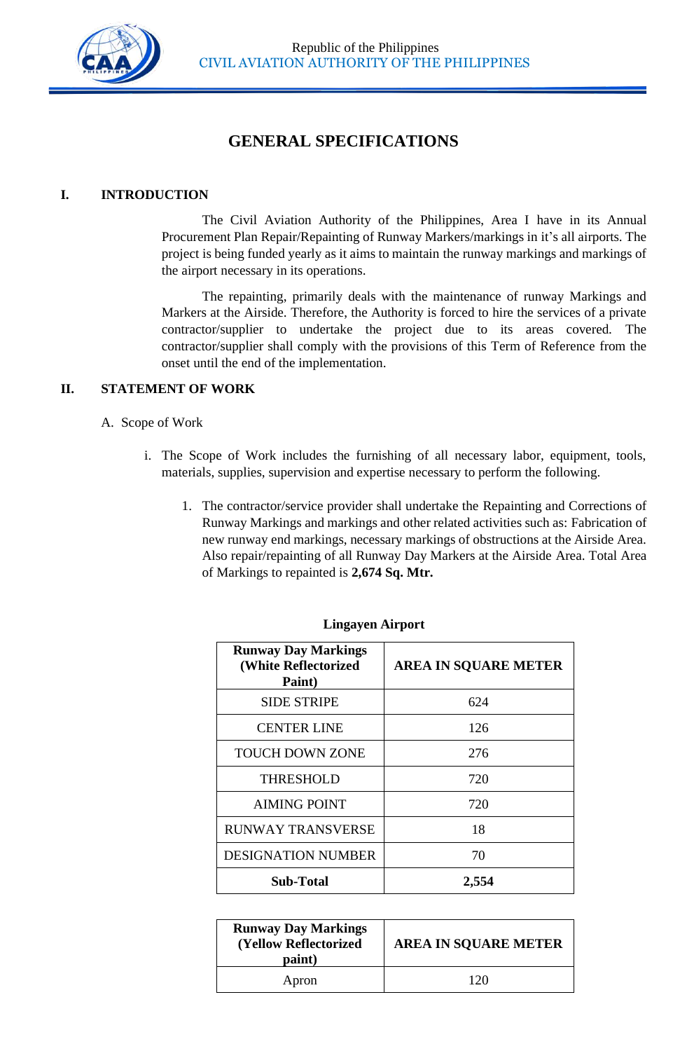Republic of the Philippines
CIVIL AVIATION AUTHORITY OF THE PHILIPPINES

# GENERAL SPECIFICATIONS

## I. INTRODUCTION

The Civil Aviation Authority of the Philippines, Area I have in its Annual Procurement Plan Repair/Repainting of Runway Markers/markings in it's all airports. The project is being funded yearly as it aims to maintain the runway markings and markings of the airport necessary in its operations.

The repainting, primarily deals with the maintenance of runway Markings and Markers at the Airside. Therefore, the Authority is forced to hire the services of a private contractor/supplier to undertake the project due to its areas covered. The contractor/supplier shall comply with the provisions of this Term of Reference from the onset until the end of the implementation.

## II. STATEMENT OF WORK

A. Scope of Work

i. The Scope of Work includes the furnishing of all necessary labor, equipment, tools, materials, supplies, supervision and expertise necessary to perform the following.

1. The contractor/service provider shall undertake the Repainting and Corrections of Runway Markings and markings and other related activities such as: Fabrication of new runway end markings, necessary markings of obstructions at the Airside Area. Also repair/repainting of all Runway Day Markers at the Airside Area. Total Area of Markings to repainted is **2,674 Sq. Mtr.**

**Lingayen Airport**

| Runway Day Markings (White Reflectorized Paint) | AREA IN SQUARE METER |
|---|---|
| SIDE STRIPE | 624 |
| CENTER LINE | 126 |
| TOUCH DOWN ZONE | 276 |
| THRESHOLD | 720 |
| AIMING POINT | 720 |
| RUNWAY TRANSVERSE | 18 |
| DESIGNATION NUMBER | 70 |
| **Sub-Total** | **2,554** |

| Runway Day Markings (Yellow Reflectorized paint) | AREA IN SQUARE METER |
|---|---|
| Apron | 120 |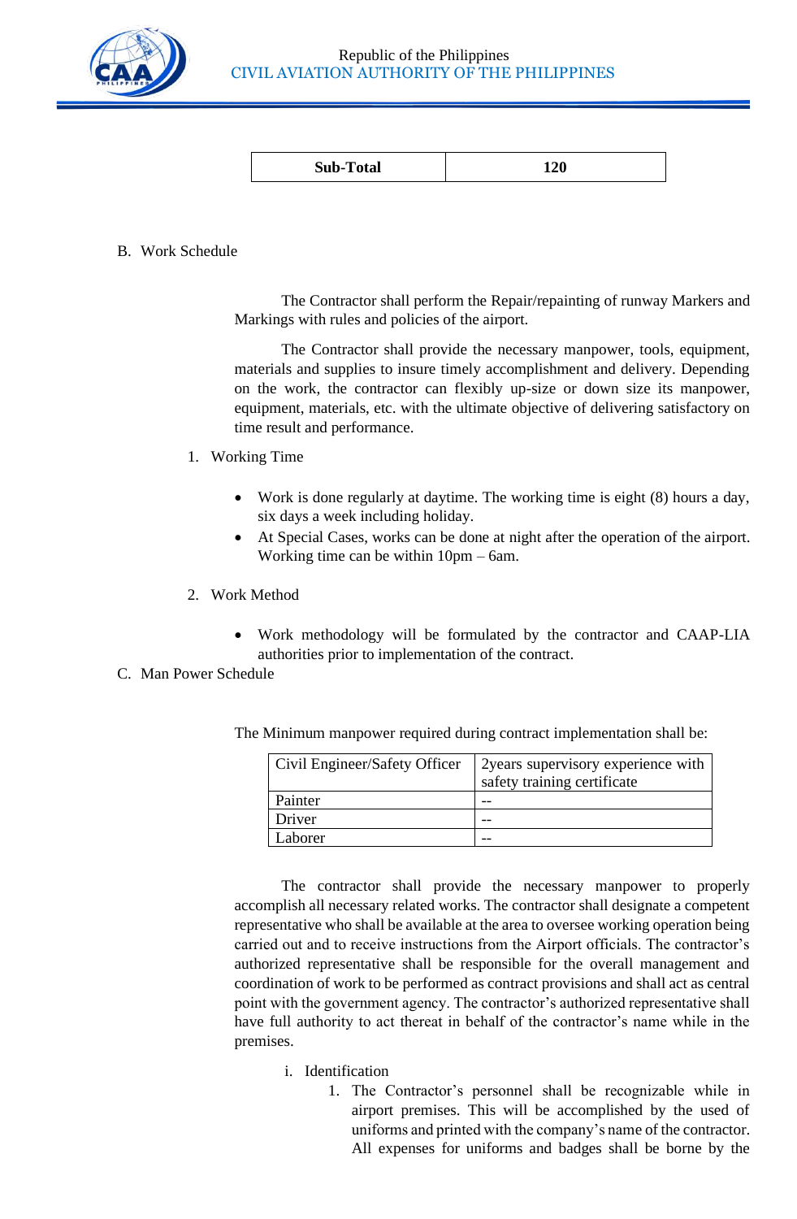| Sub-Total | 120 |
|---|---|

B. Work Schedule

The Contractor shall perform the Repair/repainting of runway Markers and Markings with rules and policies of the airport.

The Contractor shall provide the necessary manpower, tools, equipment, materials and supplies to insure timely accomplishment and delivery. Depending on the work, the contractor can flexibly up-size or down size its manpower, equipment, materials, etc. with the ultimate objective of delivering satisfactory on time result and performance.

1. Working Time
   - Work is done regularly at daytime. The working time is eight (8) hours a day, six days a week including holiday.
   - At Special Cases, works can be done at night after the operation of the airport. Working time can be within 10pm – 6am.

2. Work Method
   - Work methodology will be formulated by the contractor and CAAP-LIA authorities prior to implementation of the contract.

C. Man Power Schedule

The Minimum manpower required during contract implementation shall be:

| Civil Engineer/Safety Officer | 2years supervisory experience with safety training certificate |
|---|---|
| Painter | -- |
| Driver | -- |
| Laborer | -- |

The contractor shall provide the necessary manpower to properly accomplish all necessary related works. The contractor shall designate a competent representative who shall be available at the area to oversee working operation being carried out and to receive instructions from the Airport officials. The contractor's authorized representative shall be responsible for the overall management and coordination of work to be performed as contract provisions and shall act as central point with the government agency. The contractor's authorized representative shall have full authority to act thereat in behalf of the contractor's name while in the premises.

i. Identification
   1. The Contractor's personnel shall be recognizable while in airport premises. This will be accomplished by the used of uniforms and printed with the company's name of the contractor. All expenses for uniforms and badges shall be borne by the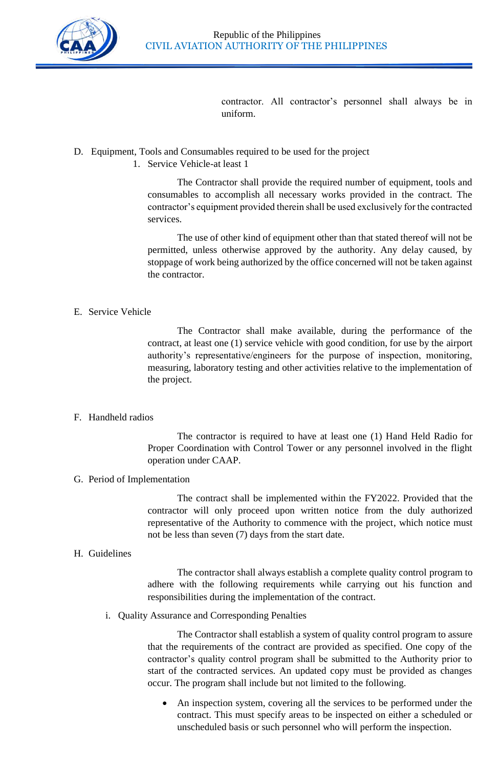contractor. All contractor's personnel shall always be in uniform.

D. Equipment, Tools and Consumables required to be used for the project

1. Service Vehicle-at least 1

The Contractor shall provide the required number of equipment, tools and consumables to accomplish all necessary works provided in the contract. The contractor's equipment provided therein shall be used exclusively for the contracted services.

The use of other kind of equipment other than that stated thereof will not be permitted, unless otherwise approved by the authority. Any delay caused, by stoppage of work being authorized by the office concerned will not be taken against the contractor.

E. Service Vehicle

The Contractor shall make available, during the performance of the contract, at least one (1) service vehicle with good condition, for use by the airport authority's representative/engineers for the purpose of inspection, monitoring, measuring, laboratory testing and other activities relative to the implementation of the project.

F. Handheld radios

The contractor is required to have at least one (1) Hand Held Radio for Proper Coordination with Control Tower or any personnel involved in the flight operation under CAAP.

G. Period of Implementation

The contract shall be implemented within the FY2022. Provided that the contractor will only proceed upon written notice from the duly authorized representative of the Authority to commence with the project, which notice must not be less than seven (7) days from the start date.

H. Guidelines

The contractor shall always establish a complete quality control program to adhere with the following requirements while carrying out his function and responsibilities during the implementation of the contract.

i. Quality Assurance and Corresponding Penalties

The Contractor shall establish a system of quality control program to assure that the requirements of the contract are provided as specified. One copy of the contractor's quality control program shall be submitted to the Authority prior to start of the contracted services. An updated copy must be provided as changes occur. The program shall include but not limited to the following.

- An inspection system, covering all the services to be performed under the contract. This must specify areas to be inspected on either a scheduled or unscheduled basis or such personnel who will perform the inspection.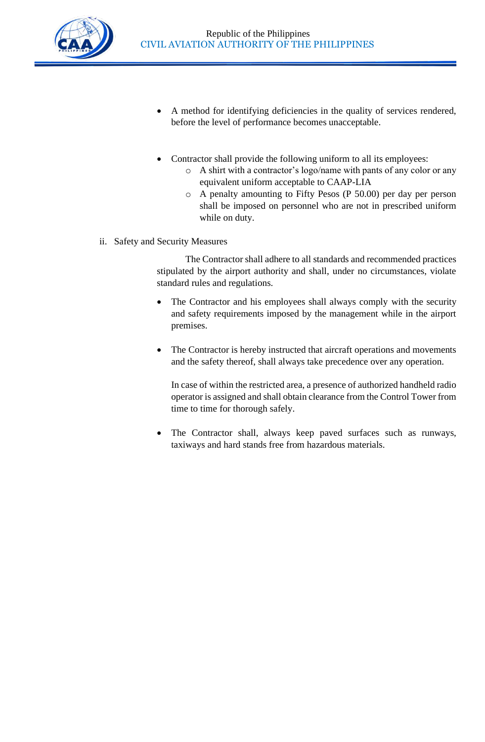- A method for identifying deficiencies in the quality of services rendered, before the level of performance becomes unacceptable.

- Contractor shall provide the following uniform to all its employees:
  - A shirt with a contractor's logo/name with pants of any color or any equivalent uniform acceptable to CAAP-LIA
  - A penalty amounting to Fifty Pesos (P 50.00) per day per person shall be imposed on personnel who are not in prescribed uniform while on duty.

ii. Safety and Security Measures

The Contractor shall adhere to all standards and recommended practices stipulated by the airport authority and shall, under no circumstances, violate standard rules and regulations.

- The Contractor and his employees shall always comply with the security and safety requirements imposed by the management while in the airport premises.

- The Contractor is hereby instructed that aircraft operations and movements and the safety thereof, shall always take precedence over any operation.

  In case of within the restricted area, a presence of authorized handheld radio operator is assigned and shall obtain clearance from the Control Tower from time to time for thorough safely.

- The Contractor shall, always keep paved surfaces such as runways, taxiways and hard stands free from hazardous materials.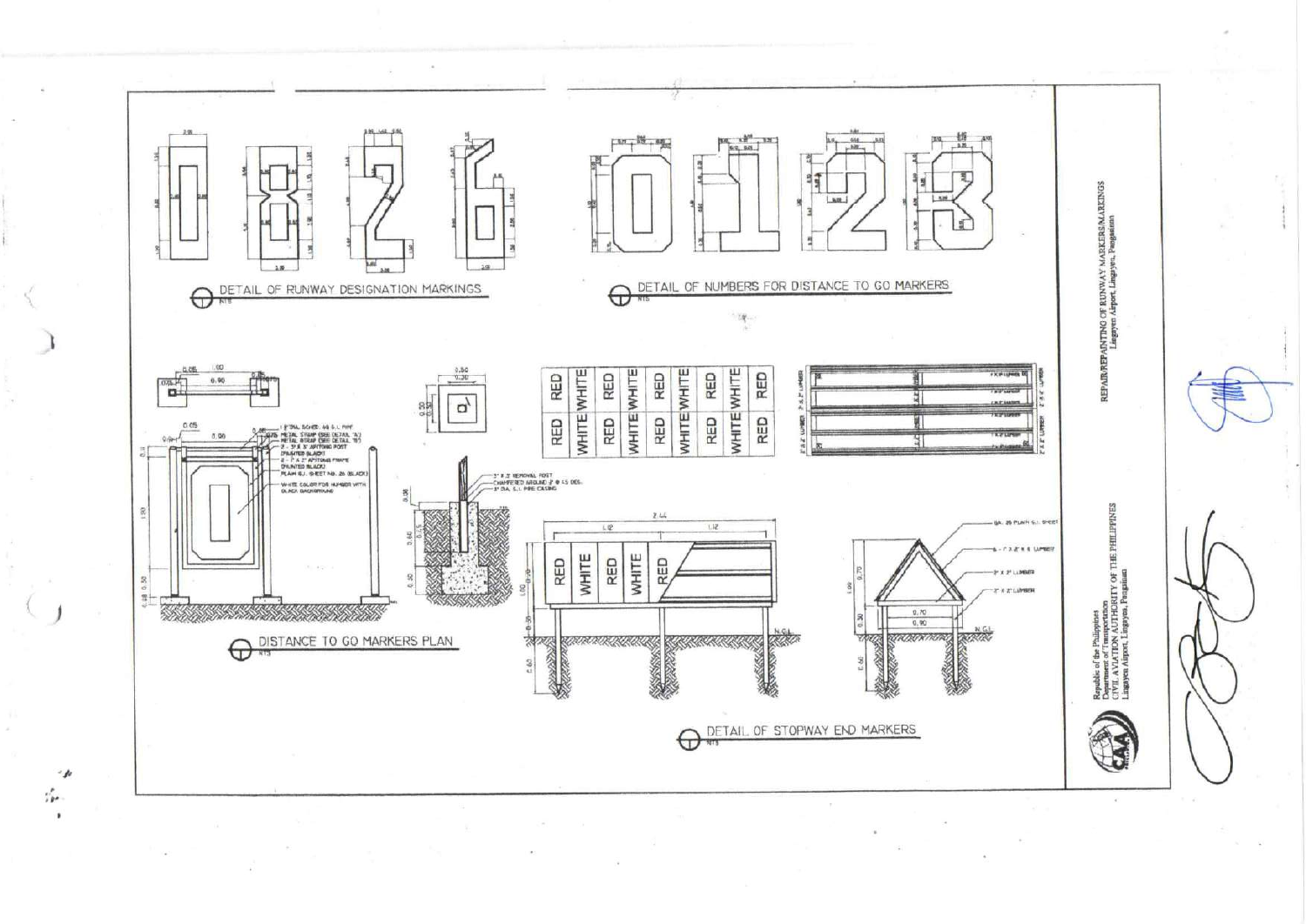## DETAIL OF RUNWAY DESIGNATION MARKINGS

NTS

## DETAIL OF NUMBERS FOR DISTANCE TO GO MARKERS

NTS

## DISTANCE TO GO MARKERS PLAN

NTS

- 1 1/2" DIA. SCHED. 40 G.I. PIPE
- METAL STRAP (SEE DETAIL "A")
- METAL STRAP (SEE DETAIL "B")
- 2 - 3" X 3" APITONG POST (PAINTED BLACK)
- 2 - 1" X 2" APITONG FRAME (PAINTED BLACK)
- PLAIN G.I. SHEET No. 26 (BLACK)
- WHITE COLOR FOR NUMBER WITH BLACK BACKGROUND

- 3" X 3" REMOVAL POST
- CHAMFERED AROUND 2" @ 45 DEG.
- 3" DIA. G.I. PIPE CASING

| RED | WHITE | RED | WHITE | RED | WHITE | RED | WHITE | RED |
|---|---|---|---|---|---|---|---|---|
| RED | WHITE | RED | WHITE | RED | WHITE | RED | WHITE | RED |

- GA. 26 PLAIN G.I. SHEET
- 1" X 2" X 8 LUMBER
- 2" X 2" LUMBER
- 2" X 3" LUMBER

## DETAIL OF STOPWAY END MARKERS

NTS

REPAIR/REPAINTING OF RUNWAY MARKERS/MARKINGS
Lingayen Airport, Lingayen, Pangasinan

Republic of the Philippines
Department of Transportation
CIVIL AVIATION AUTHORITY OF THE PHILIPPINES
Lingayen Airport, Lingayen, Pangasinan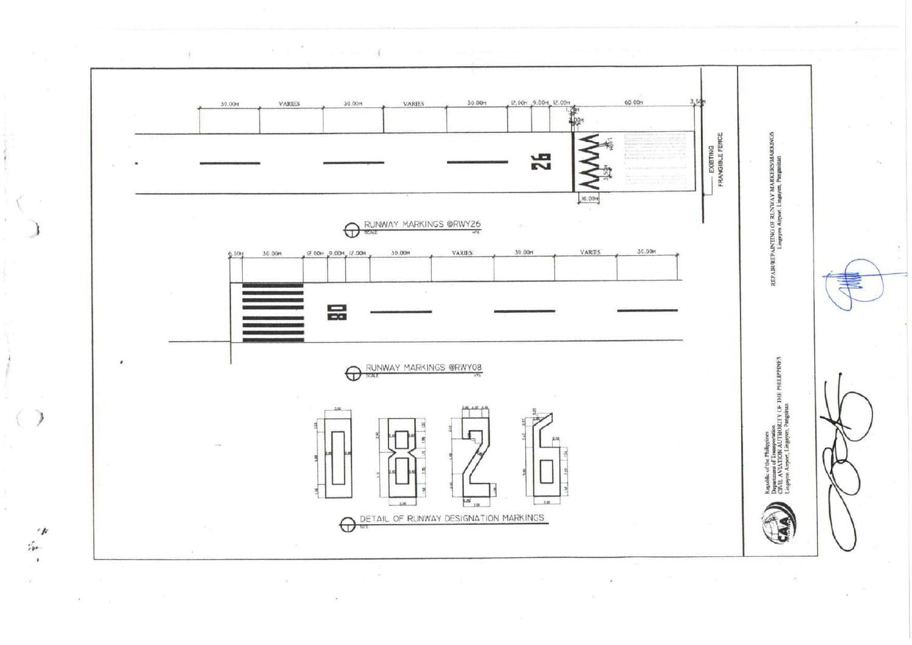30.00M VARIES 30.00M VARIES 30.00M 12.00M 9.00M 12.00M 60.00M 3.50M

1.20M

2.00M

26

3.50M

10.00M

EXISTING FRANGIBLE FENCE

RUNWAY MARKINGS @RWY26

SCALE NTS

6.00M 30.00M 12.00M 9.00M 12.00M 30.00M VARIES 30.00M VARIES 30.00M

08

RUNWAY MARKINGS @RWY08

SCALE NTS

0 8 2 6

DETAIL OF RUNWAY DESIGNATION MARKINGS

NTS

REPAIR/REPAINTING OF RUNWAY MARKERS/MARKINGS
Lingayen Airport, Lingayen, Pangasinan

Republic of the Philippines
Department of Transportation
CIVIL AVIATION AUTHORITY OF THE PHILIPPINES
Lingayen Airport, Lingayen, Pangasinan